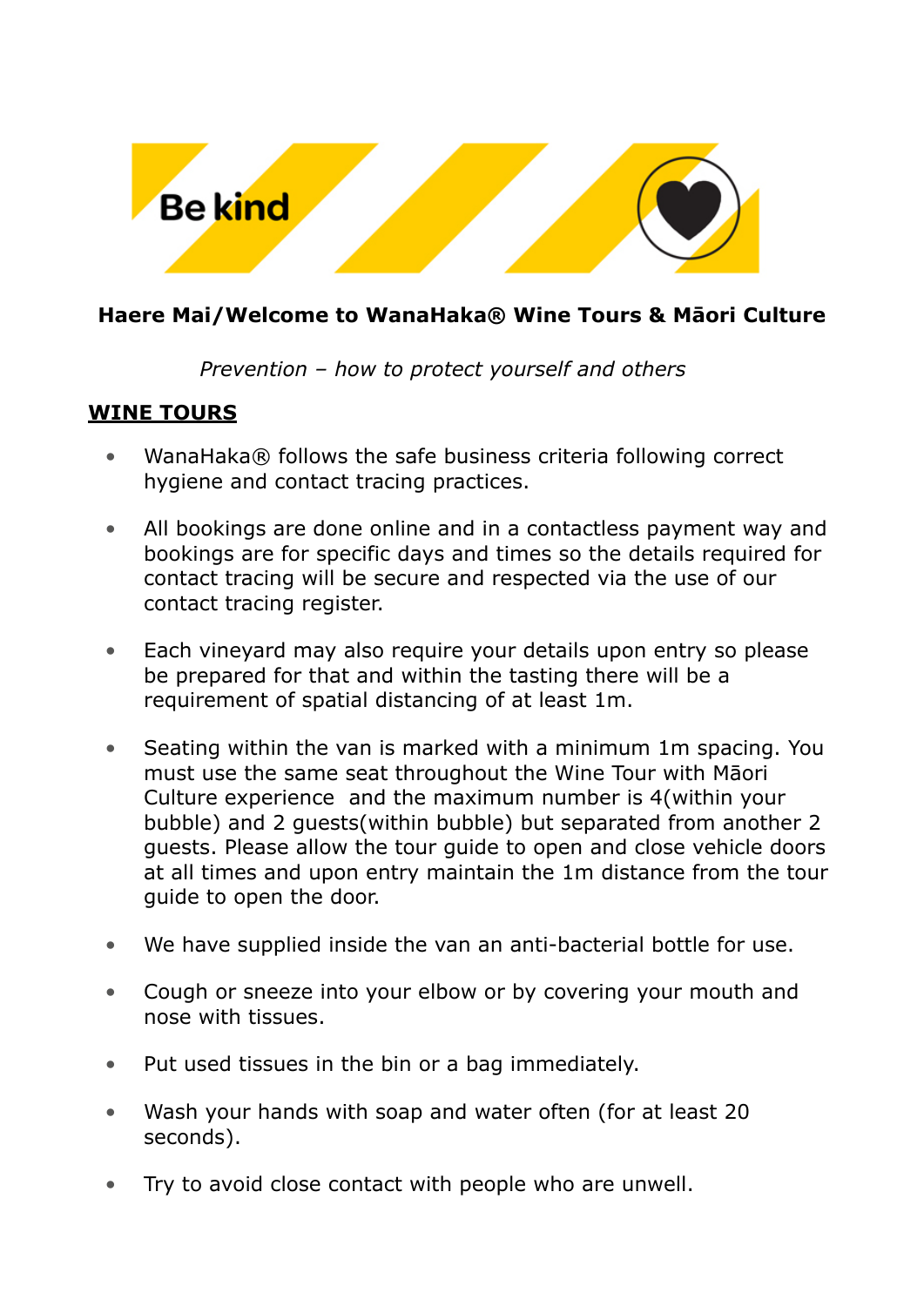Be kind

**Haere Mai/Welcome to WanaHaka® Wine Tours & Māori Culture**

*Prevention – how to protect yourself and others*

**WINE TOURS**

- WanaHaka® follows the safe business criteria following correct hygiene and contact tracing practices.

- All bookings are done online and in a contactless payment way and bookings are for specific days and times so the details required for contact tracing will be secure and respected via the use of our contact tracing register.

- Each vineyard may also require your details upon entry so please be prepared for that and within the tasting there will be a requirement of spatial distancing of at least 1m.

- Seating within the van is marked with a minimum 1m spacing. You must use the same seat throughout the Wine Tour with Māori Culture experience and the maximum number is 4(within your bubble) and 2 guests(within bubble) but separated from another 2 guests. Please allow the tour guide to open and close vehicle doors at all times and upon entry maintain the 1m distance from the tour guide to open the door.

- We have supplied inside the van an anti-bacterial bottle for use.

- Cough or sneeze into your elbow or by covering your mouth and nose with tissues.

- Put used tissues in the bin or a bag immediately.

- Wash your hands with soap and water often (for at least 20 seconds).

- Try to avoid close contact with people who are unwell.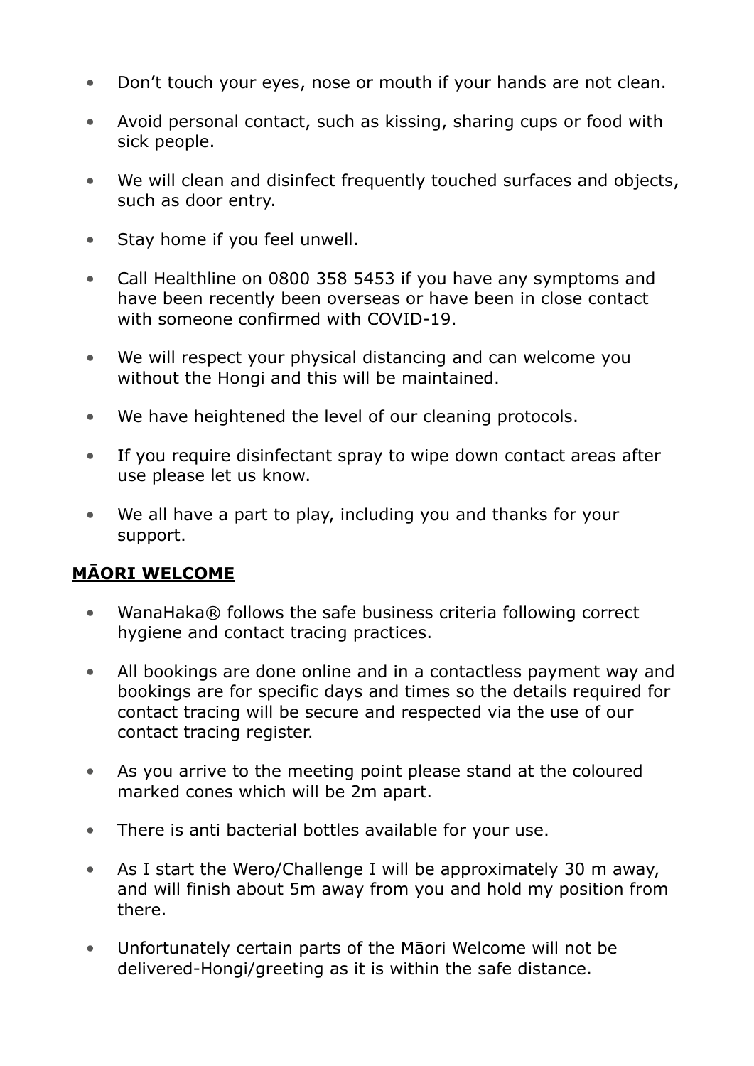- Don't touch your eyes, nose or mouth if your hands are not clean.
- Avoid personal contact, such as kissing, sharing cups or food with sick people.
- We will clean and disinfect frequently touched surfaces and objects, such as door entry.
- Stay home if you feel unwell.
- Call Healthline on 0800 358 5453 if you have any symptoms and have been recently been overseas or have been in close contact with someone confirmed with COVID-19.
- We will respect your physical distancing and can welcome you without the Hongi and this will be maintained.
- We have heightened the level of our cleaning protocols.
- If you require disinfectant spray to wipe down contact areas after use please let us know.
- We all have a part to play, including you and thanks for your support.

## MĀORI WELCOME

- WanaHaka® follows the safe business criteria following correct hygiene and contact tracing practices.
- All bookings are done online and in a contactless payment way and bookings are for specific days and times so the details required for contact tracing will be secure and respected via the use of our contact tracing register.
- As you arrive to the meeting point please stand at the coloured marked cones which will be 2m apart.
- There is anti bacterial bottles available for your use.
- As I start the Wero/Challenge I will be approximately 30 m away, and will finish about 5m away from you and hold my position from there.
- Unfortunately certain parts of the Māori Welcome will not be delivered-Hongi/greeting as it is within the safe distance.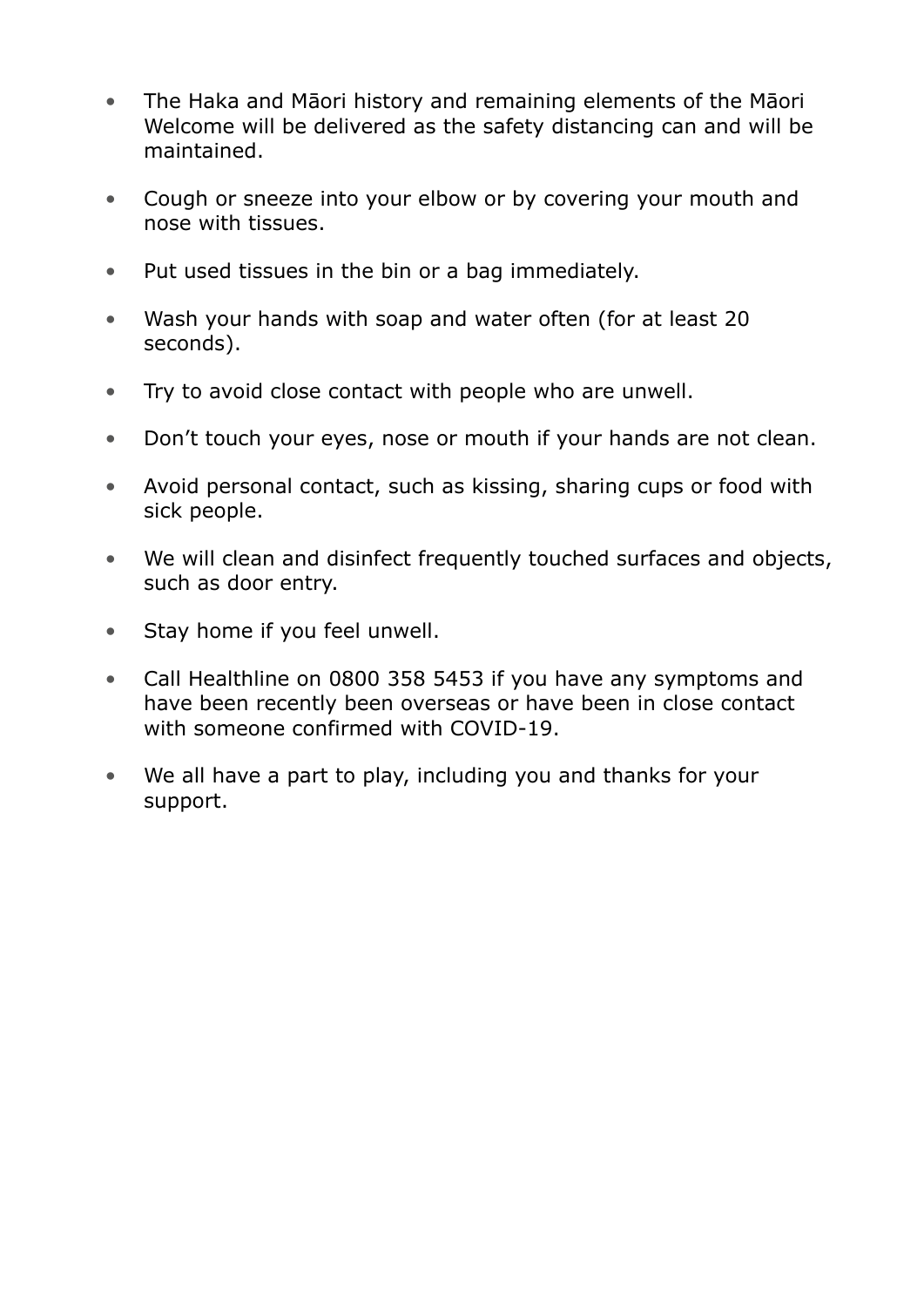- The Haka and Māori history and remaining elements of the Māori Welcome will be delivered as the safety distancing can and will be maintained.
- Cough or sneeze into your elbow or by covering your mouth and nose with tissues.
- Put used tissues in the bin or a bag immediately.
- Wash your hands with soap and water often (for at least 20 seconds).
- Try to avoid close contact with people who are unwell.
- Don't touch your eyes, nose or mouth if your hands are not clean.
- Avoid personal contact, such as kissing, sharing cups or food with sick people.
- We will clean and disinfect frequently touched surfaces and objects, such as door entry.
- Stay home if you feel unwell.
- Call Healthline on 0800 358 5453 if you have any symptoms and have been recently been overseas or have been in close contact with someone confirmed with COVID-19.
- We all have a part to play, including you and thanks for your support.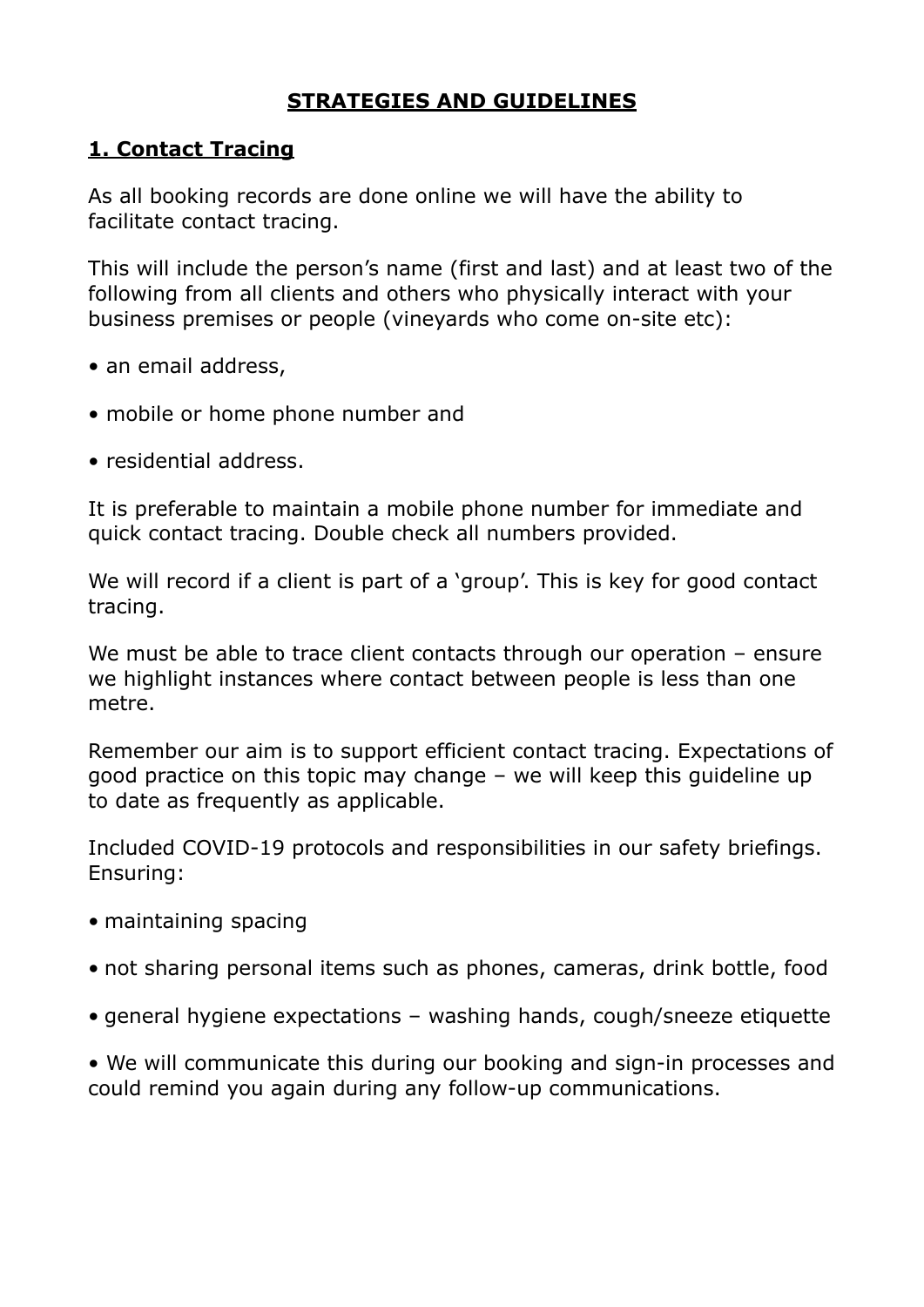# STRATEGIES AND GUIDELINES

## 1. Contact Tracing

As all booking records are done online we will have the ability to facilitate contact tracing.

This will include the person's name (first and last) and at least two of the following from all clients and others who physically interact with your business premises or people (vineyards who come on-site etc):

- an email address,
- mobile or home phone number and
- residential address.

It is preferable to maintain a mobile phone number for immediate and quick contact tracing. Double check all numbers provided.

We will record if a client is part of a 'group'. This is key for good contact tracing.

We must be able to trace client contacts through our operation – ensure we highlight instances where contact between people is less than one metre.

Remember our aim is to support efficient contact tracing. Expectations of good practice on this topic may change – we will keep this guideline up to date as frequently as applicable.

Included COVID-19 protocols and responsibilities in our safety briefings. Ensuring:

- maintaining spacing
- not sharing personal items such as phones, cameras, drink bottle, food
- general hygiene expectations – washing hands, cough/sneeze etiquette
- We will communicate this during our booking and sign-in processes and could remind you again during any follow-up communications.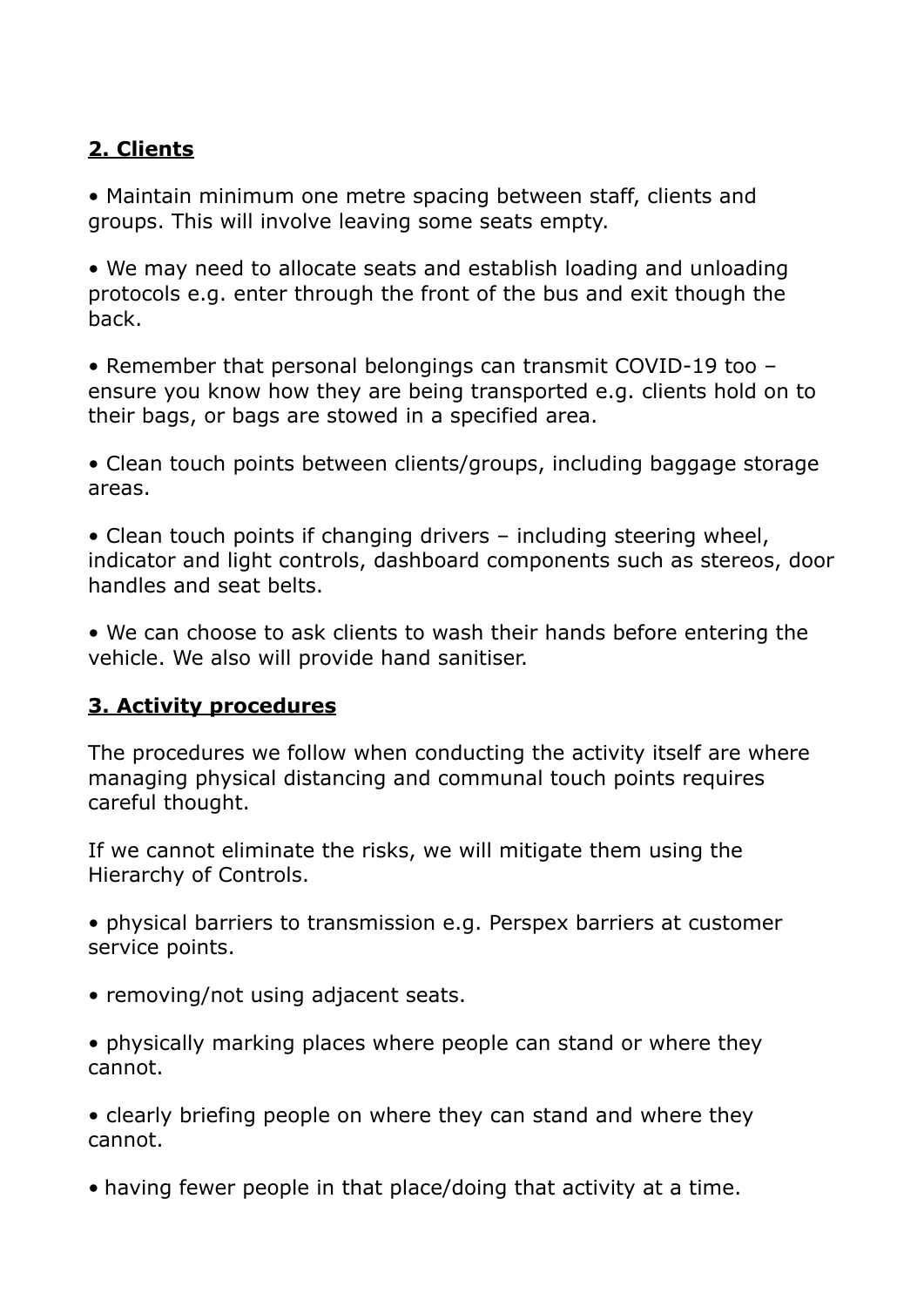## **2. Clients**

- Maintain minimum one metre spacing between staff, clients and groups. This will involve leaving some seats empty.

- We may need to allocate seats and establish loading and unloading protocols e.g. enter through the front of the bus and exit though the back.

- Remember that personal belongings can transmit COVID-19 too – ensure you know how they are being transported e.g. clients hold on to their bags, or bags are stowed in a specified area.

- Clean touch points between clients/groups, including baggage storage areas.

- Clean touch points if changing drivers – including steering wheel, indicator and light controls, dashboard components such as stereos, door handles and seat belts.

- We can choose to ask clients to wash their hands before entering the vehicle. We also will provide hand sanitiser.

## **3. Activity procedures**

The procedures we follow when conducting the activity itself are where managing physical distancing and communal touch points requires careful thought.

If we cannot eliminate the risks, we will mitigate them using the Hierarchy of Controls.

- physical barriers to transmission e.g. Perspex barriers at customer service points.

- removing/not using adjacent seats.

- physically marking places where people can stand or where they cannot.

- clearly briefing people on where they can stand and where they cannot.

- having fewer people in that place/doing that activity at a time.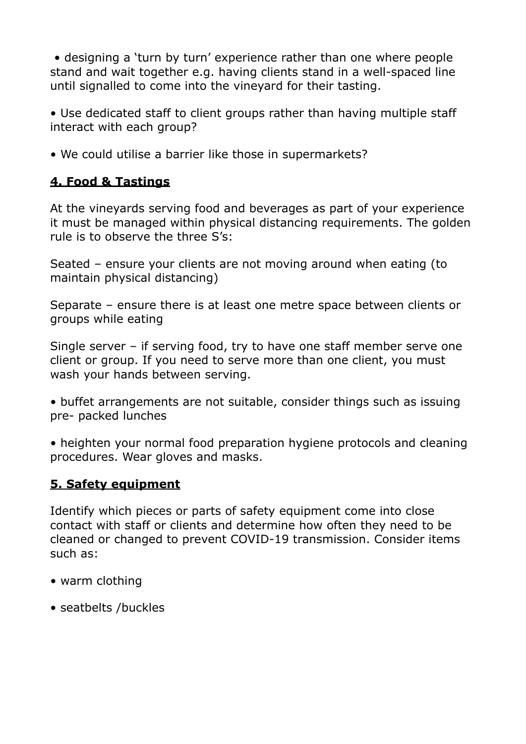- designing a ‘turn by turn’ experience rather than one where people stand and wait together e.g. having clients stand in a well-spaced line until signalled to come into the vineyard for their tasting.
- Use dedicated staff to client groups rather than having multiple staff interact with each group?
- We could utilise a barrier like those in supermarkets?

## **4. Food & Tastings**

At the vineyards serving food and beverages as part of your experience it must be managed within physical distancing requirements. The golden rule is to observe the three S’s:

Seated – ensure your clients are not moving around when eating (to maintain physical distancing)

Separate – ensure there is at least one metre space between clients or groups while eating

Single server – if serving food, try to have one staff member serve one client or group. If you need to serve more than one client, you must wash your hands between serving.

- buffet arrangements are not suitable, consider things such as issuing pre- packed lunches
- heighten your normal food preparation hygiene protocols and cleaning procedures. Wear gloves and masks.

## **5. Safety equipment**

Identify which pieces or parts of safety equipment come into close contact with staff or clients and determine how often they need to be cleaned or changed to prevent COVID-19 transmission. Consider items such as:

- warm clothing
- seatbelts /buckles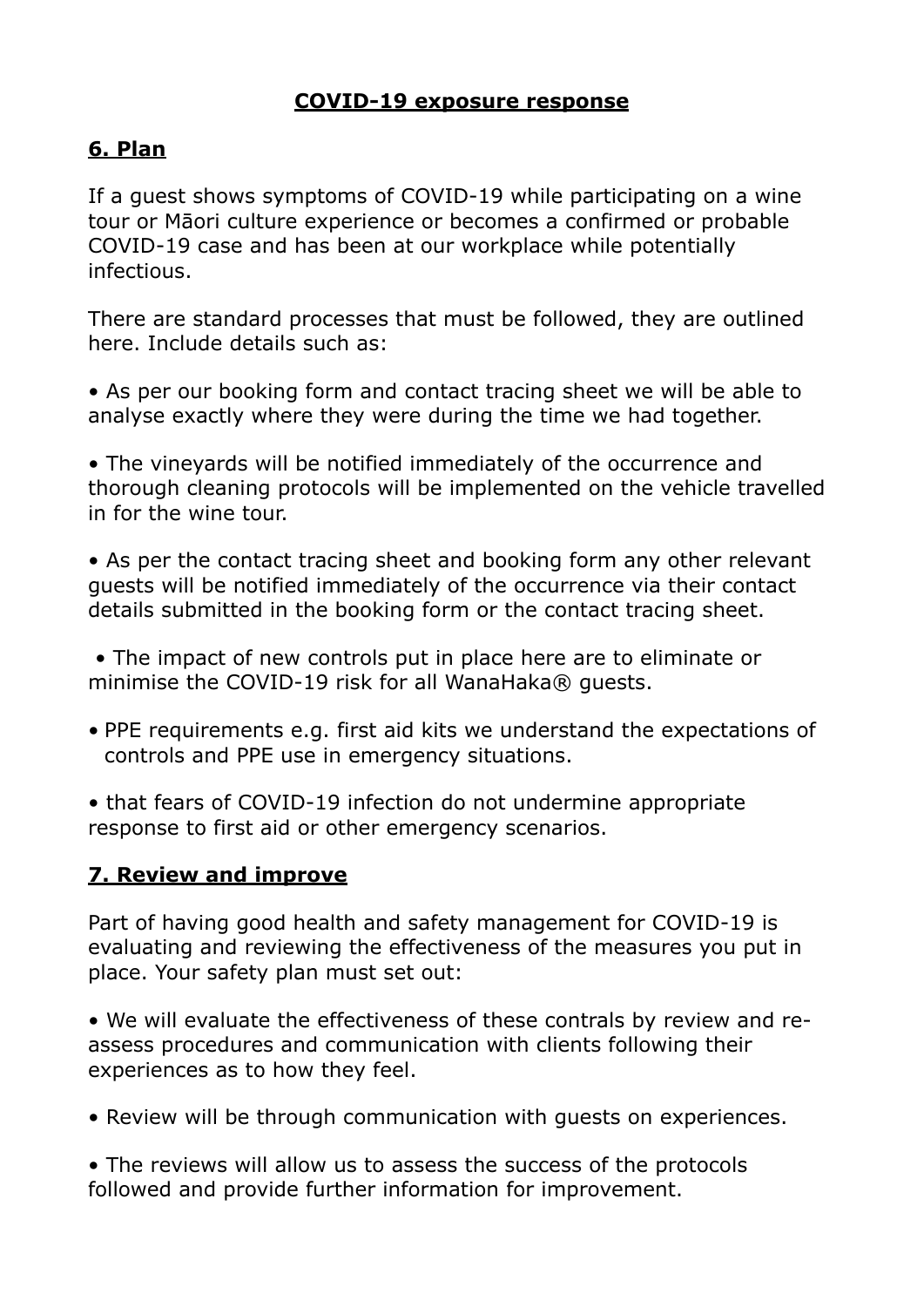**COVID-19 exposure response**

## 6. Plan

If a guest shows symptoms of COVID-19 while participating on a wine tour or Māori culture experience or becomes a confirmed or probable COVID-19 case and has been at our workplace while potentially infectious.

There are standard processes that must be followed, they are outlined here. Include details such as:

- As per our booking form and contact tracing sheet we will be able to analyse exactly where they were during the time we had together.

- The vineyards will be notified immediately of the occurrence and thorough cleaning protocols will be implemented on the vehicle travelled in for the wine tour.

- As per the contact tracing sheet and booking form any other relevant guests will be notified immediately of the occurrence via their contact details submitted in the booking form or the contact tracing sheet.

- The impact of new controls put in place here are to eliminate or minimise the COVID-19 risk for all WanaHaka® guests.

- PPE requirements e.g. first aid kits we understand the expectations of controls and PPE use in emergency situations.

- that fears of COVID-19 infection do not undermine appropriate response to first aid or other emergency scenarios.

## 7. Review and improve

Part of having good health and safety management for COVID-19 is evaluating and reviewing the effectiveness of the measures you put in place. Your safety plan must set out:

- We will evaluate the effectiveness of these contrals by review and re-assess procedures and communication with clients following their experiences as to how they feel.

- Review will be through communication with guests on experiences.

- The reviews will allow us to assess the success of the protocols followed and provide further information for improvement.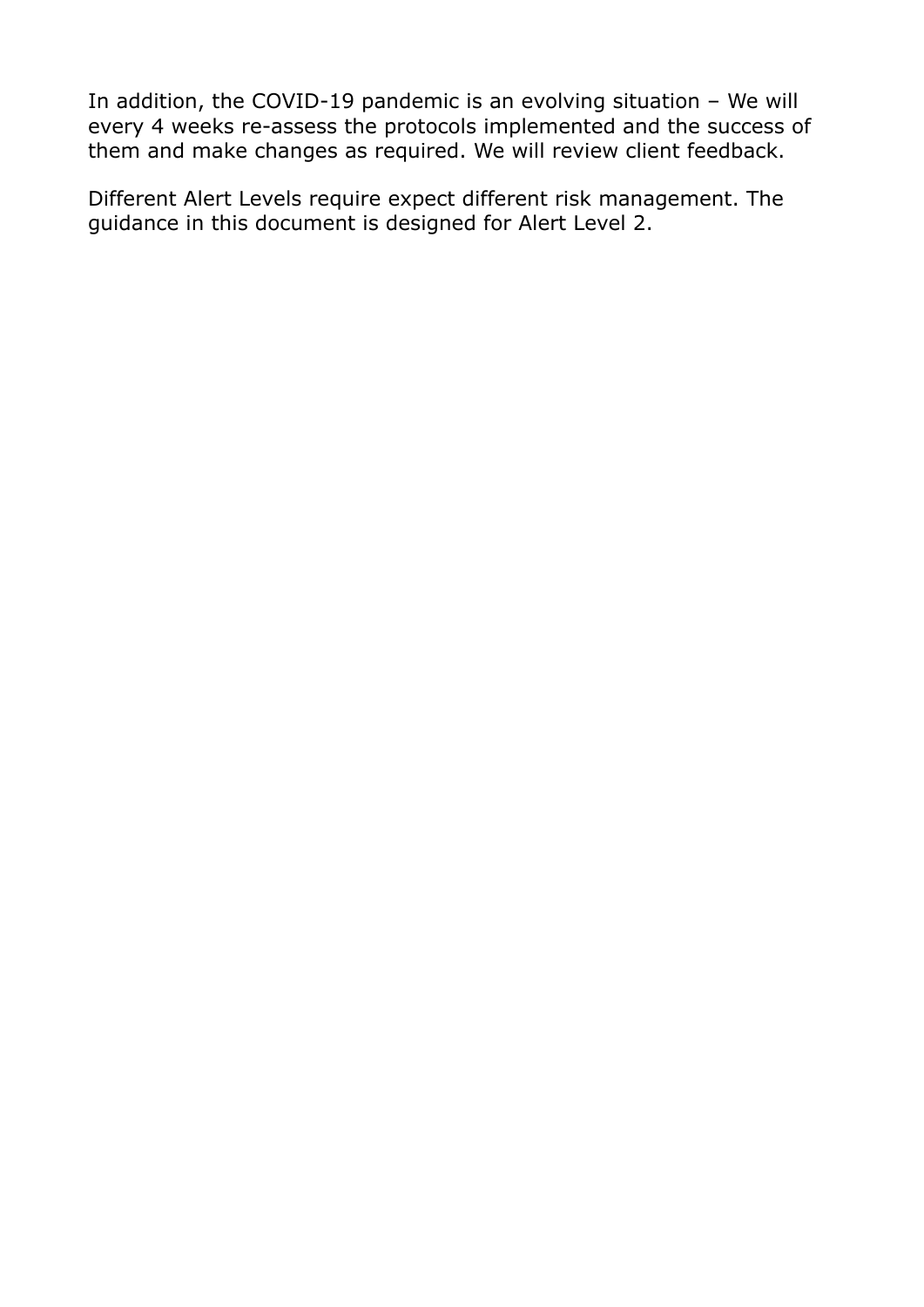In addition, the COVID-19 pandemic is an evolving situation – We will every 4 weeks re-assess the protocols implemented and the success of them and make changes as required. We will review client feedback.

Different Alert Levels require expect different risk management. The guidance in this document is designed for Alert Level 2.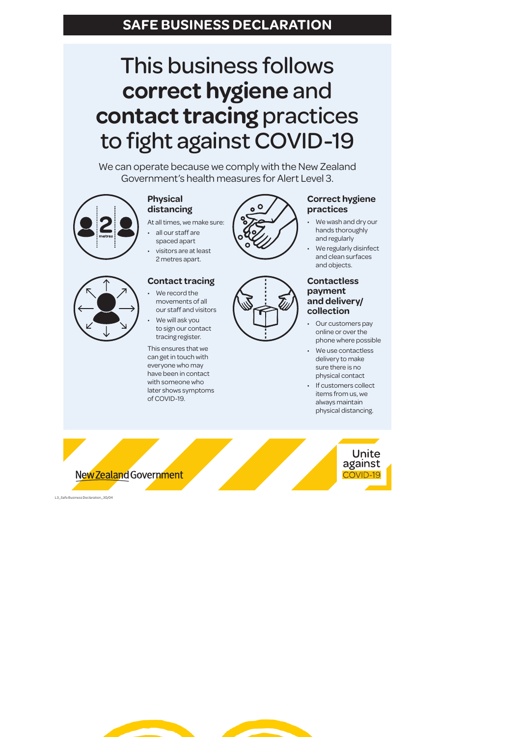## SAFE BUSINESS DECLARATION

# This business follows **correct hygiene** and **contact tracing** practices to fight against COVID-19

We can operate because we comply with the New Zealand Government's health measures for Alert Level 3.

### Physical distancing

At all times, we make sure:

- all our staff are spaced apart
- visitors are at least 2 metres apart.

### Correct hygiene practices

- We wash and dry our hands thoroughly and regularly
- We regularly disinfect and clean surfaces and objects.

### Contact tracing

- We record the movements of all our staff and visitors
- We will ask you to sign our contact tracing register.

This ensures that we can get in touch with everyone who may have been in contact with someone who later shows symptoms of COVID-19.

### Contactless payment and delivery/collection

- Our customers pay online or over the phone where possible
- We use contactless delivery to make sure there is no physical contact
- If customers collect items from us, we always maintain physical distancing.

New Zealand Government

Unite against COVID-19

L3_Safe Business Declaration_30/04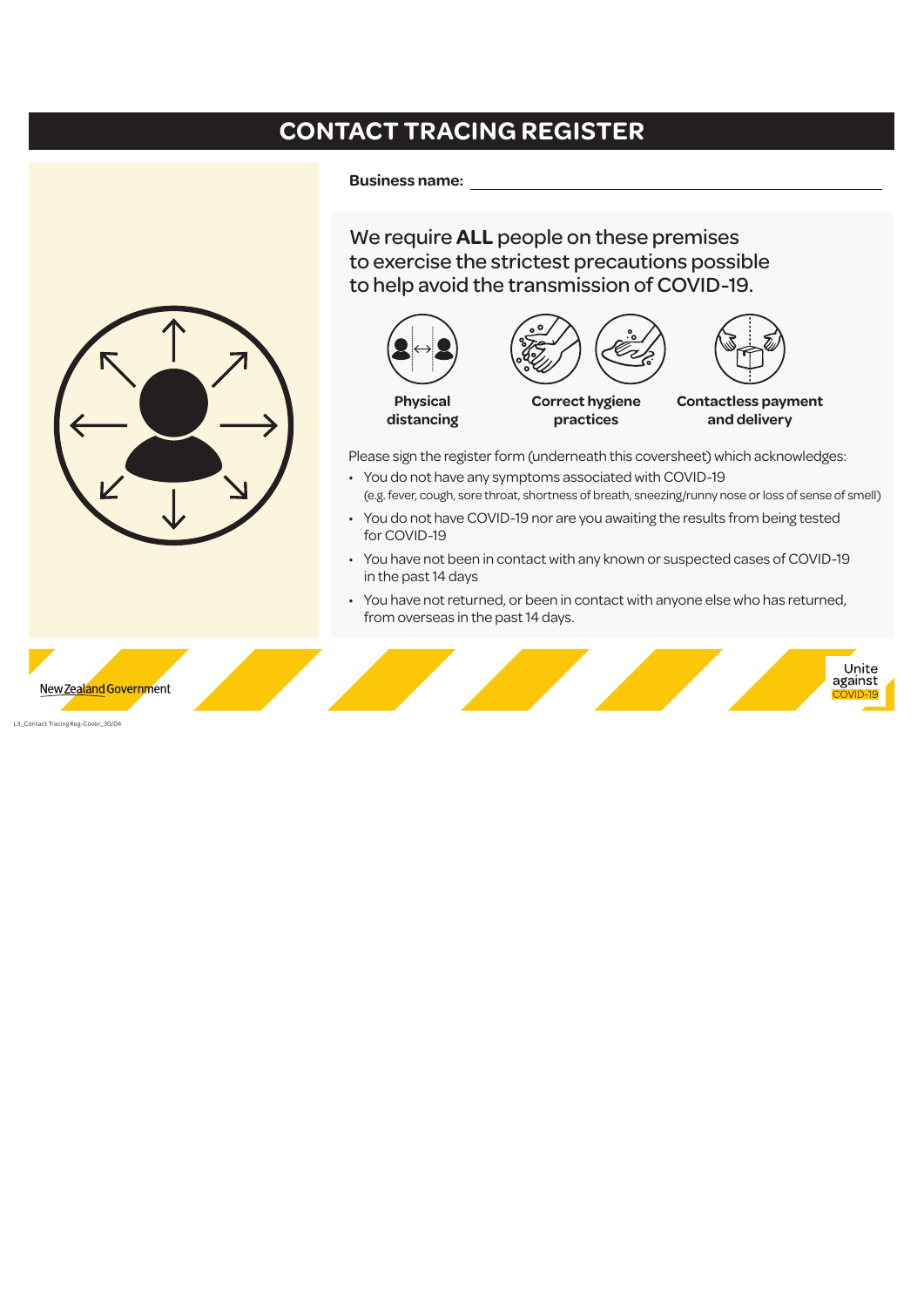# CONTACT TRACING REGISTER

**Business name:** ______________________________

We require **ALL** people on these premises to exercise the strictest precautions possible to help avoid the transmission of COVID-19.

**Physical distancing**

**Correct hygiene practices**

**Contactless payment and delivery**

Please sign the register form (underneath this coversheet) which acknowledges:

- You do not have any symptoms associated with COVID-19
  (e.g. fever, cough, sore throat, shortness of breath, sneezing/runny nose or loss of sense of smell)
- You do not have COVID-19 nor are you awaiting the results from being tested for COVID-19
- You have not been in contact with any known or suspected cases of COVID-19 in the past 14 days
- You have not returned, or been in contact with anyone else who has returned, from overseas in the past 14 days.

New Zealand Government

Unite against COVID-19

L3_Contact Tracing Reg-Cover_30/04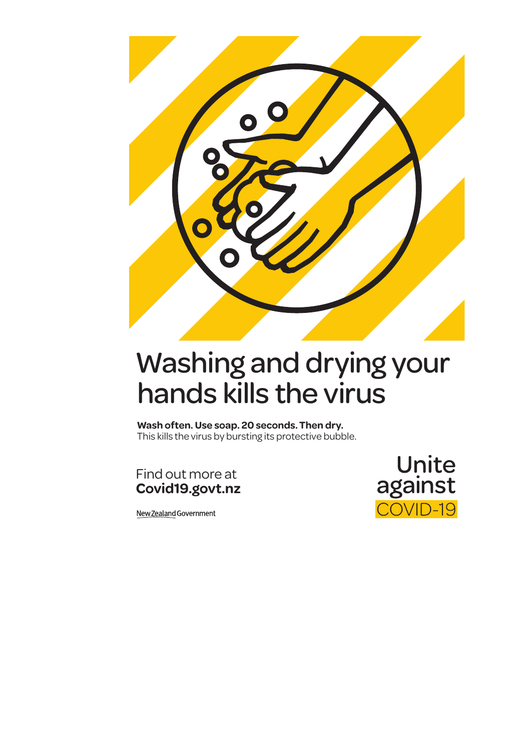# Washing and drying your hands kills the virus

**Wash often. Use soap. 20 seconds. Then dry.**
This kills the virus by bursting its protective bubble.

Find out more at
**Covid19.govt.nz**

New Zealand Government

Unite against COVID-19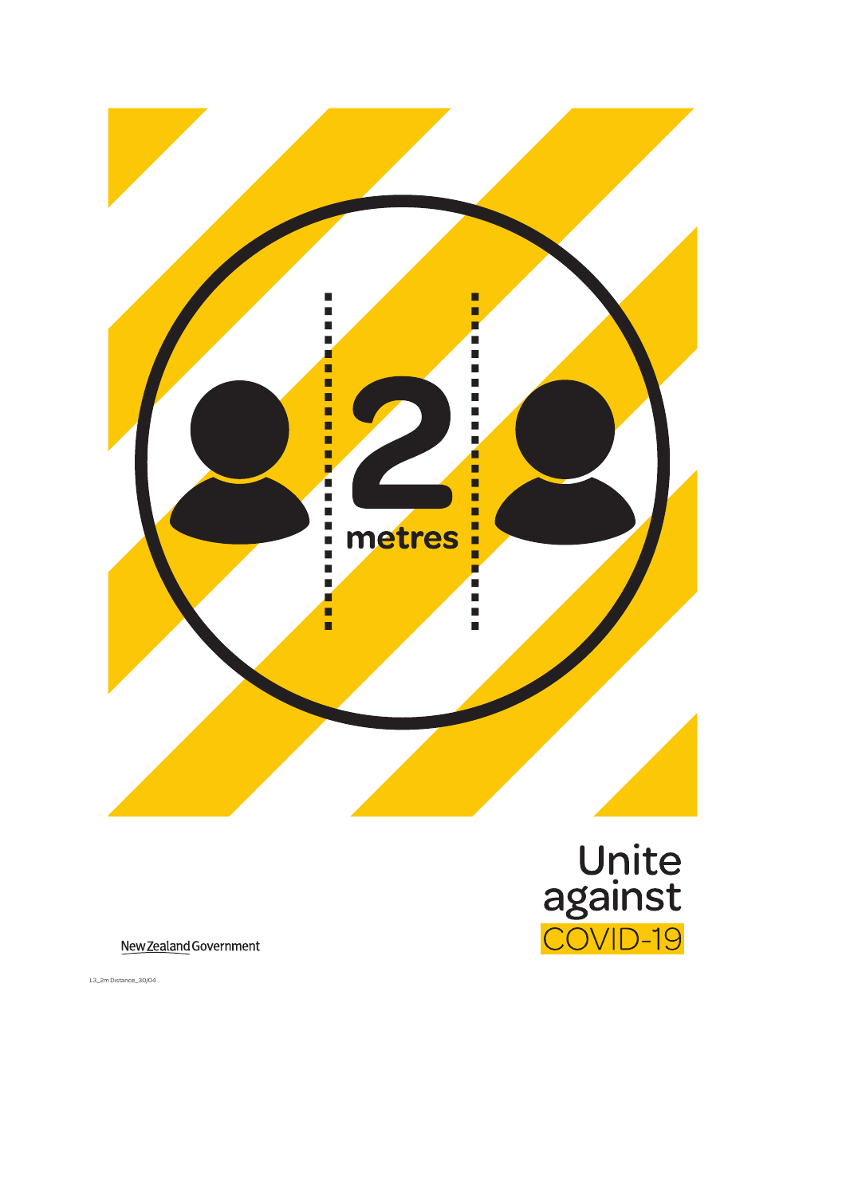2

metres

Unite against COVID-19

New Zealand Government

L3_2m Distance_30/04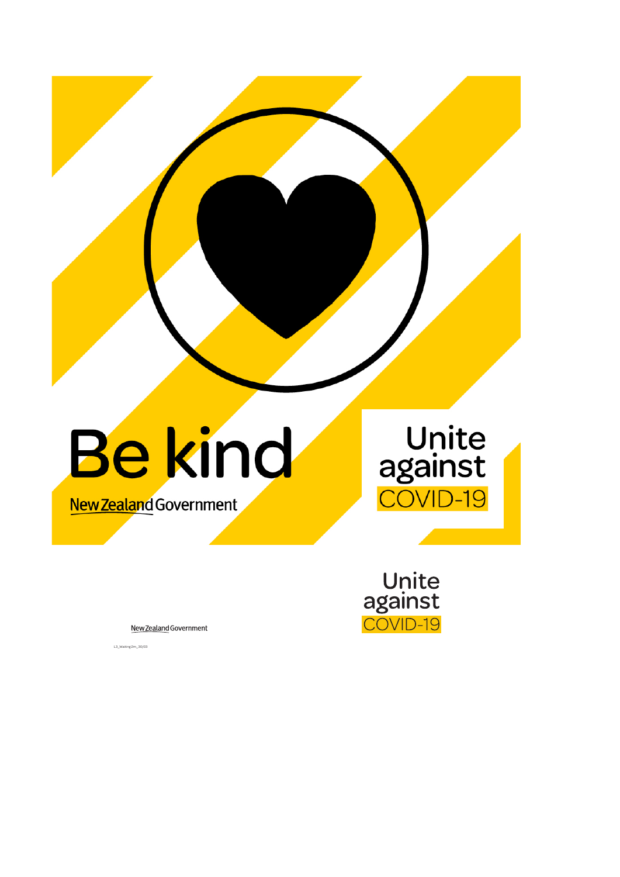# Be kind

New Zealand Government

Unite against COVID-19

New Zealand Government

Unite against COVID-19

L3_Waiting2m_30/03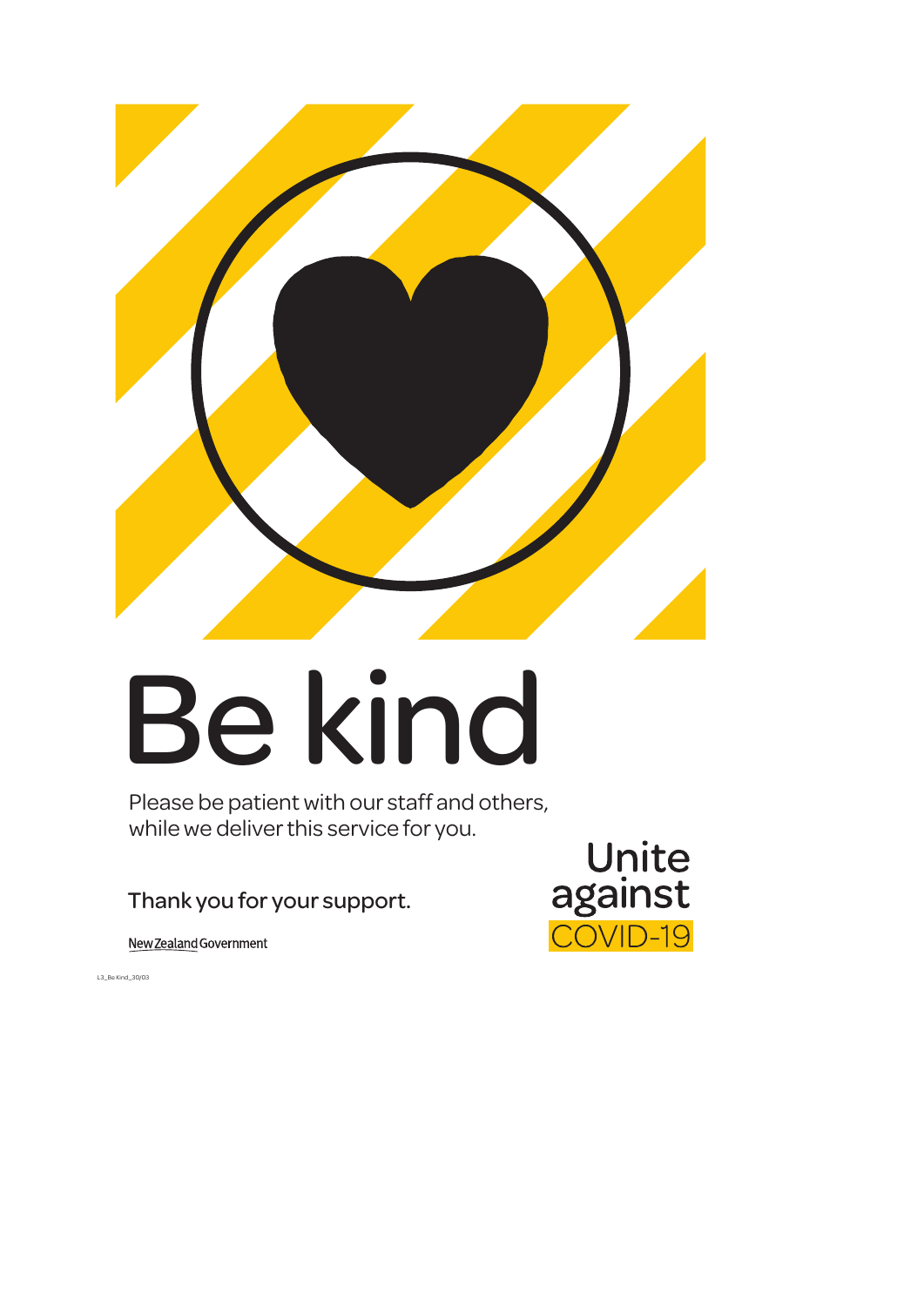# Be kind

Please be patient with our staff and others, while we deliver this service for you.

Thank you for your support.

New Zealand Government

Unite against COVID-19

L3_Be Kind_30/03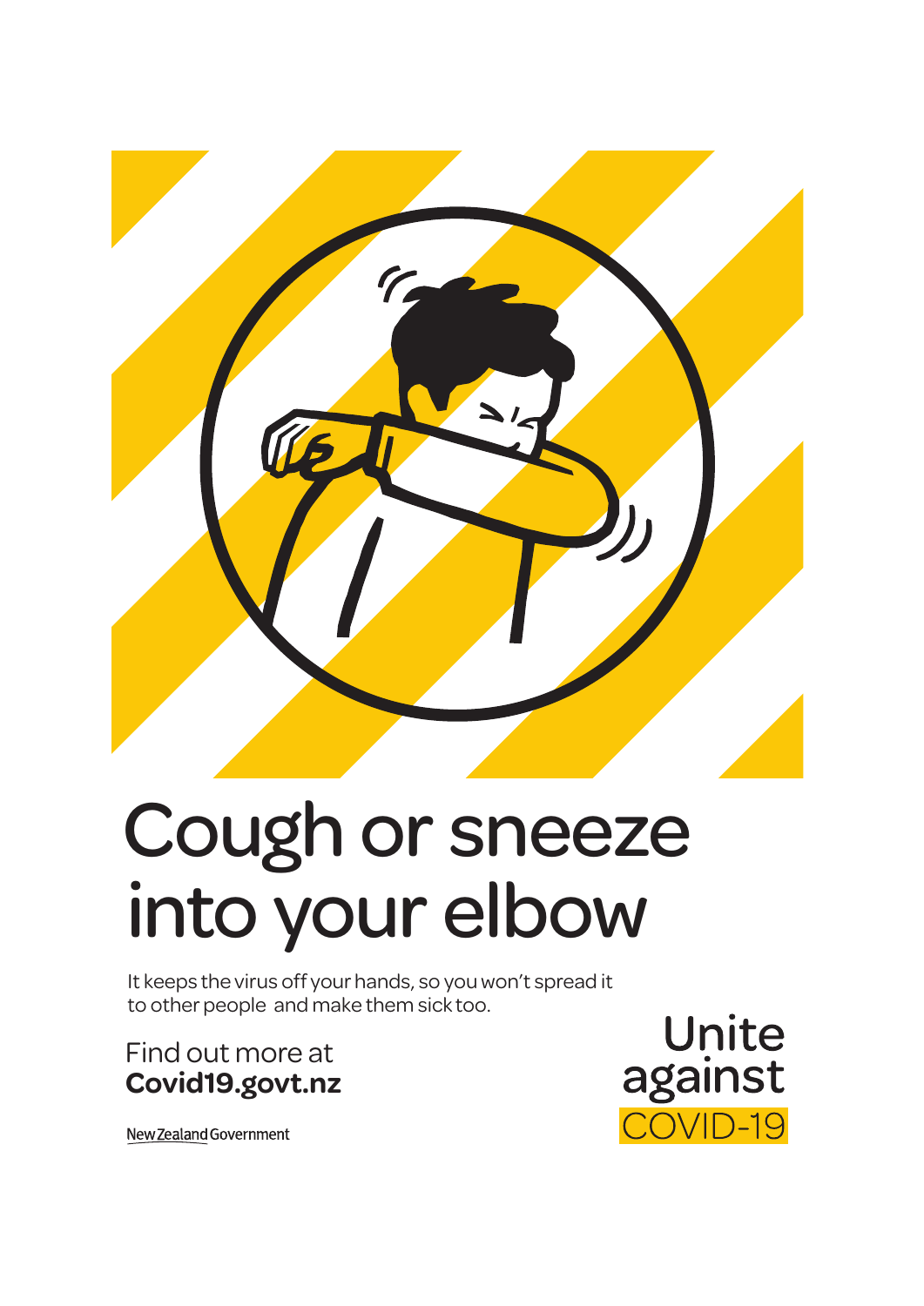# Cough or sneeze into your elbow

It keeps the virus off your hands, so you won't spread it to other people and make them sick too.

Find out more at
**Covid19.govt.nz**

New Zealand Government

Unite against COVID-19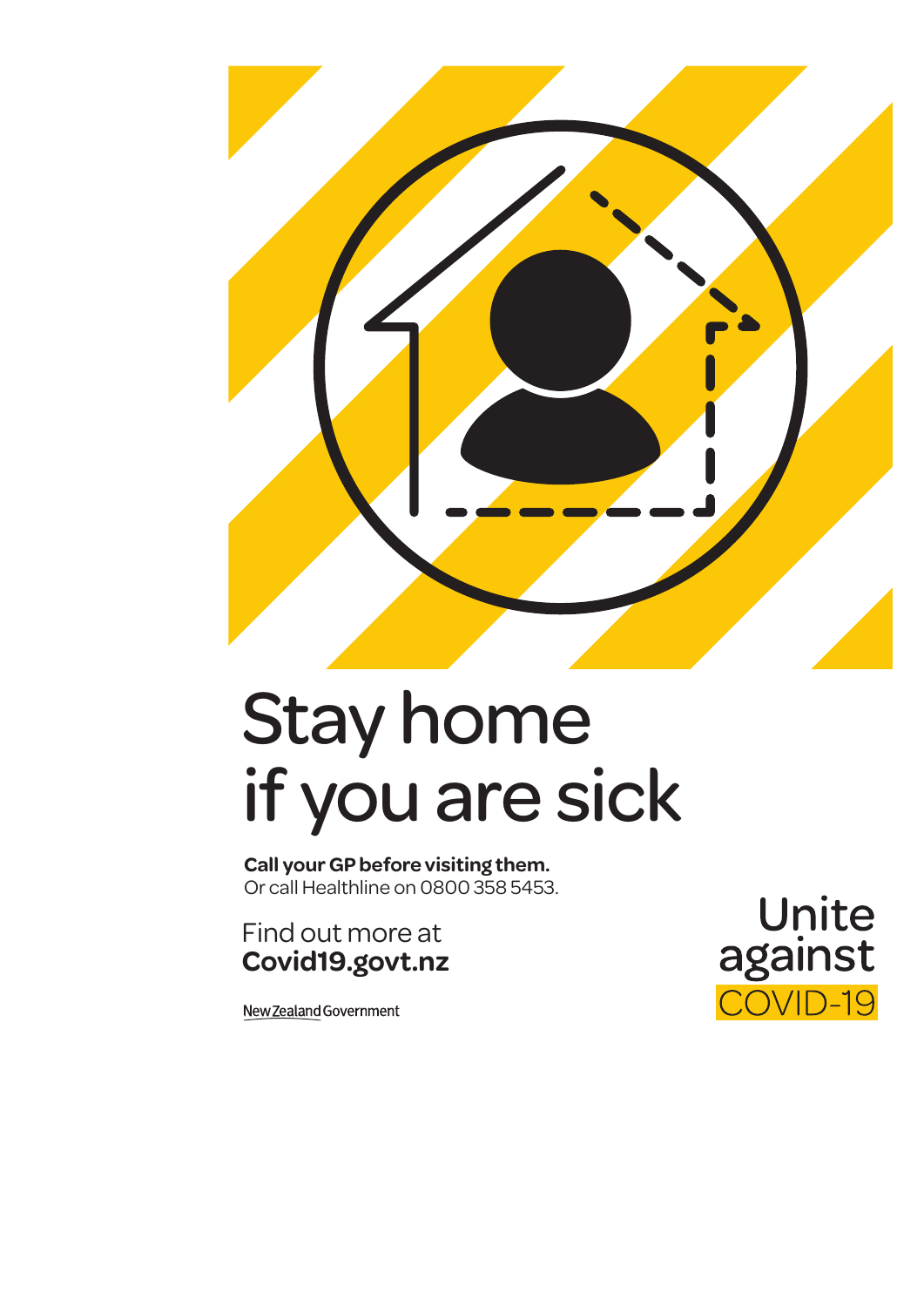# Stay home if you are sick

**Call your GP before visiting them.**
Or call Healthline on 0800 358 5453.

Find out more at
**Covid19.govt.nz**

New Zealand Government

Unite against COVID-19